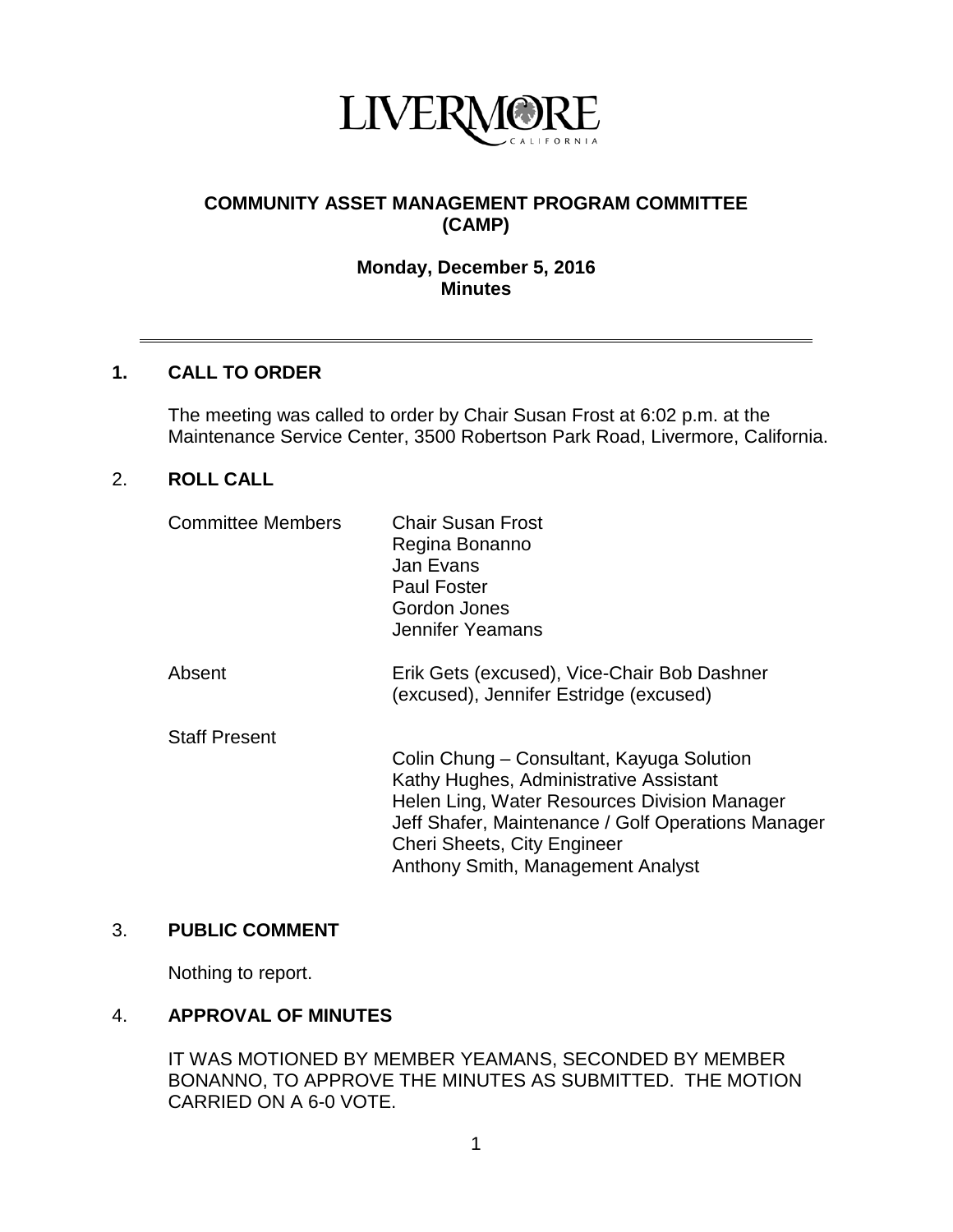LIVERMORE
CALIFORNIA

# COMMUNITY ASSET MANAGEMENT PROGRAM COMMITTEE (CAMP)

**Monday, December 5, 2016**
**Minutes**

---

## 1. CALL TO ORDER

The meeting was called to order by Chair Susan Frost at 6:02 p.m. at the Maintenance Service Center, 3500 Robertson Park Road, Livermore, California.

## 2. ROLL CALL

| | |
|---|---|
| Committee Members | Chair Susan Frost<br>Regina Bonanno<br>Jan Evans<br>Paul Foster<br>Gordon Jones<br>Jennifer Yeamans |
| Absent | Erik Gets (excused), Vice-Chair Bob Dashner (excused), Jennifer Estridge (excused) |
| Staff Present | Colin Chung – Consultant, Kayuga Solution<br>Kathy Hughes, Administrative Assistant<br>Helen Ling, Water Resources Division Manager<br>Jeff Shafer, Maintenance / Golf Operations Manager<br>Cheri Sheets, City Engineer<br>Anthony Smith, Management Analyst |

## 3. PUBLIC COMMENT

Nothing to report.

## 4. APPROVAL OF MINUTES

IT WAS MOTIONED BY MEMBER YEAMANS, SECONDED BY MEMBER BONANNO, TO APPROVE THE MINUTES AS SUBMITTED. THE MOTION CARRIED ON A 6-0 VOTE.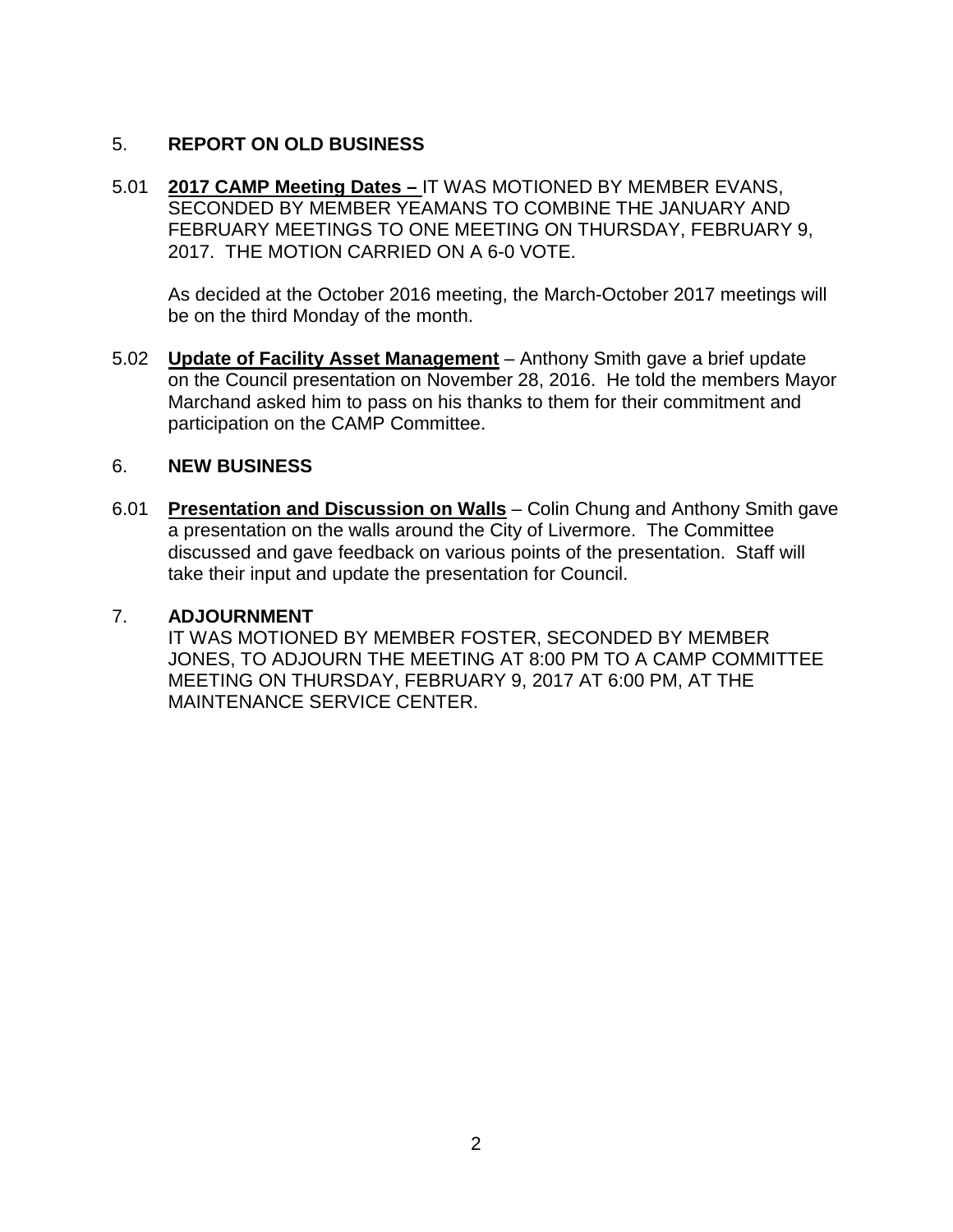5. **REPORT ON OLD BUSINESS**

5.01 **2017 CAMP Meeting Dates –** IT WAS MOTIONED BY MEMBER EVANS, SECONDED BY MEMBER YEAMANS TO COMBINE THE JANUARY AND FEBRUARY MEETINGS TO ONE MEETING ON THURSDAY, FEBRUARY 9, 2017. THE MOTION CARRIED ON A 6-0 VOTE.

As decided at the October 2016 meeting, the March-October 2017 meetings will be on the third Monday of the month.

5.02 **Update of Facility Asset Management** – Anthony Smith gave a brief update on the Council presentation on November 28, 2016. He told the members Mayor Marchand asked him to pass on his thanks to them for their commitment and participation on the CAMP Committee.

6. **NEW BUSINESS**

6.01 **Presentation and Discussion on Walls** – Colin Chung and Anthony Smith gave a presentation on the walls around the City of Livermore. The Committee discussed and gave feedback on various points of the presentation. Staff will take their input and update the presentation for Council.

7. **ADJOURNMENT**

IT WAS MOTIONED BY MEMBER FOSTER, SECONDED BY MEMBER JONES, TO ADJOURN THE MEETING AT 8:00 PM TO A CAMP COMMITTEE MEETING ON THURSDAY, FEBRUARY 9, 2017 AT 6:00 PM, AT THE MAINTENANCE SERVICE CENTER.